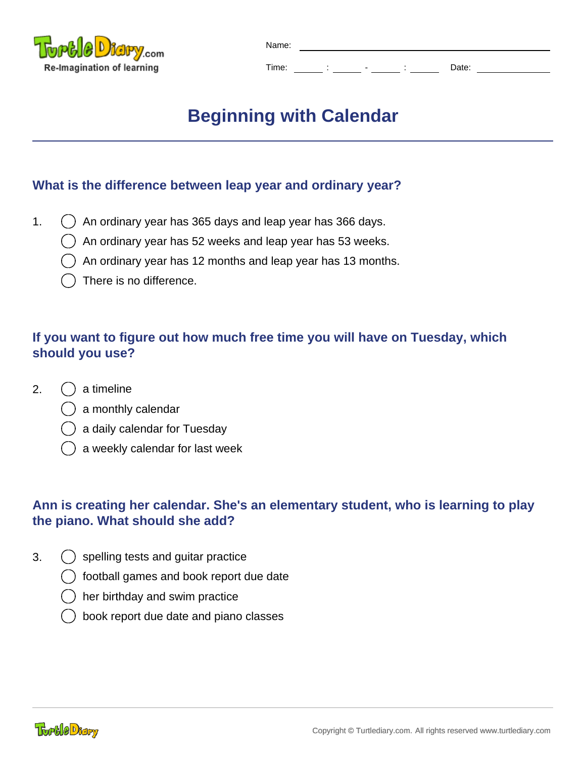Name: ______________________

Time: ____ : ____ - ____ : ____ Date: ____________

# Beginning with Calendar

### What is the difference between leap year and ordinary year?

1.
- ◯ An ordinary year has 365 days and leap year has 366 days.
- ◯ An ordinary year has 52 weeks and leap year has 53 weeks.
- ◯ An ordinary year has 12 months and leap year has 13 months.
- ◯ There is no difference.

### If you want to figure out how much free time you will have on Tuesday, which should you use?

2.
- ◯ a timeline
- ◯ a monthly calendar
- ◯ a daily calendar for Tuesday
- ◯ a weekly calendar for last week

### Ann is creating her calendar. She's an elementary student, who is learning to play the piano. What should she add?

3.
- ◯ spelling tests and guitar practice
- ◯ football games and book report due date
- ◯ her birthday and swim practice
- ◯ book report due date and piano classes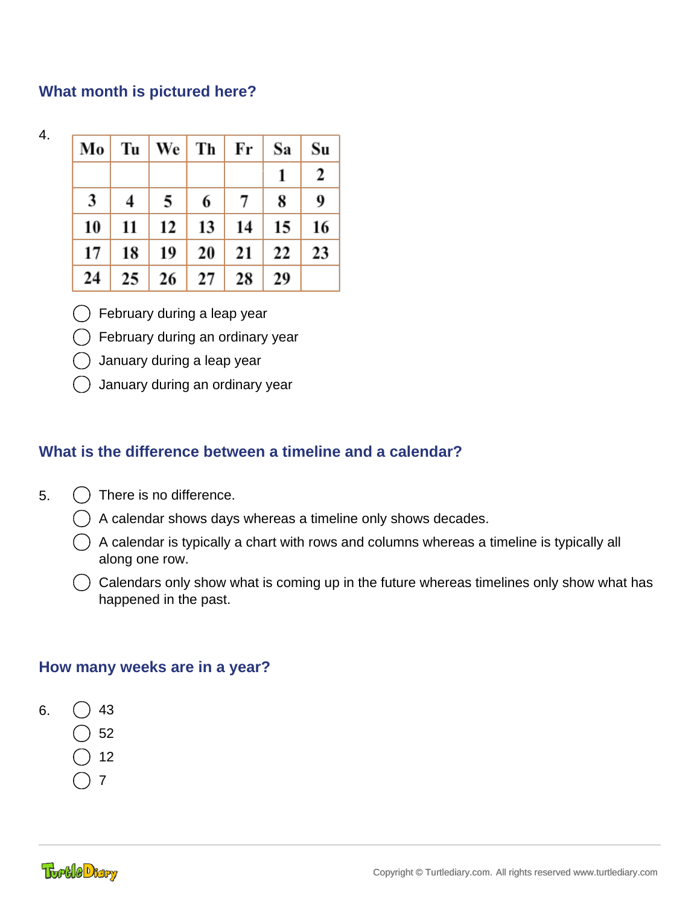### What month is pictured here?

4.

| Mo | Tu | We | Th | Fr | Sa | Su |
|---|---|---|---|---|---|---|
| | | | | | 1 | 2 |
| 3 | 4 | 5 | 6 | 7 | 8 | 9 |
| 10 | 11 | 12 | 13 | 14 | 15 | 16 |
| 17 | 18 | 19 | 20 | 21 | 22 | 23 |
| 24 | 25 | 26 | 27 | 28 | 29 | |

- ◯ February during a leap year
- ◯ February during an ordinary year
- ◯ January during a leap year
- ◯ January during an ordinary year

### What is the difference between a timeline and a calendar?

5.
- ◯ There is no difference.
- ◯ A calendar shows days whereas a timeline only shows decades.
- ◯ A calendar is typically a chart with rows and columns whereas a timeline is typically all along one row.
- ◯ Calendars only show what is coming up in the future whereas timelines only show what has happened in the past.

### How many weeks are in a year?

6.
- ◯ 43
- ◯ 52
- ◯ 12
- ◯ 7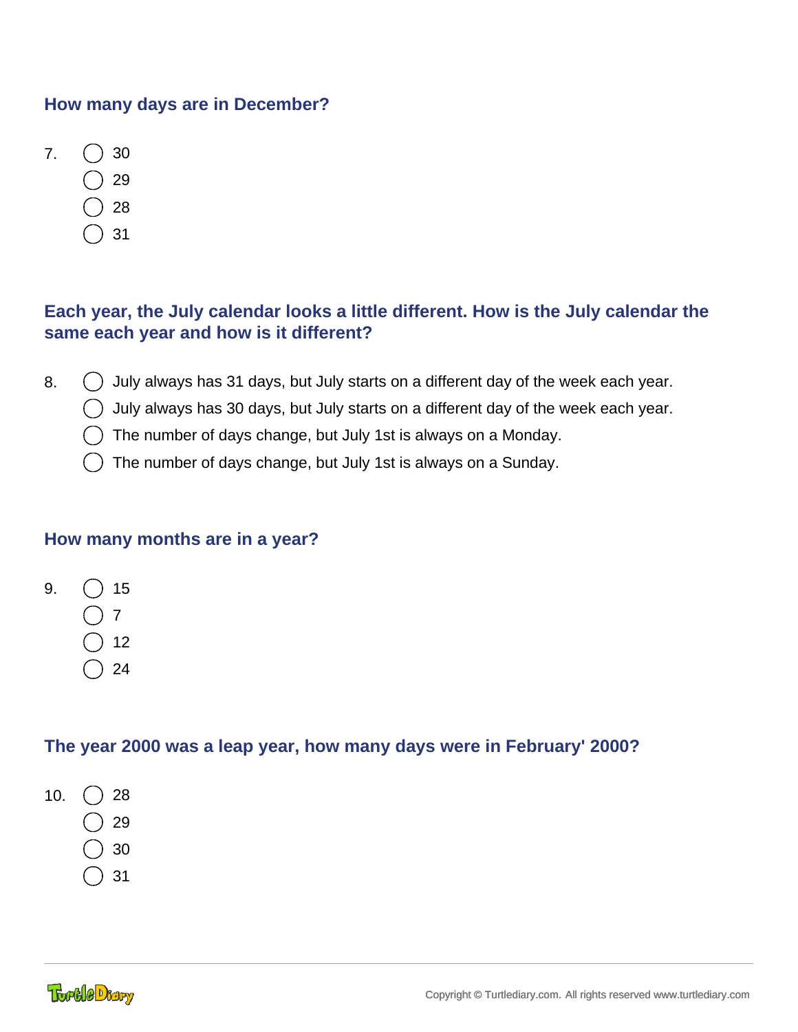### How many days are in December?

7.
- ◯ 30
- ◯ 29
- ◯ 28
- ◯ 31

### Each year, the July calendar looks a little different. How is the July calendar the same each year and how is it different?

8.
- ◯ July always has 31 days, but July starts on a different day of the week each year.
- ◯ July always has 30 days, but July starts on a different day of the week each year.
- ◯ The number of days change, but July 1st is always on a Monday.
- ◯ The number of days change, but July 1st is always on a Sunday.

### How many months are in a year?

9.
- ◯ 15
- ◯ 7
- ◯ 12
- ◯ 24

### The year 2000 was a leap year, how many days were in February' 2000?

10.
- ◯ 28
- ◯ 29
- ◯ 30
- ◯ 31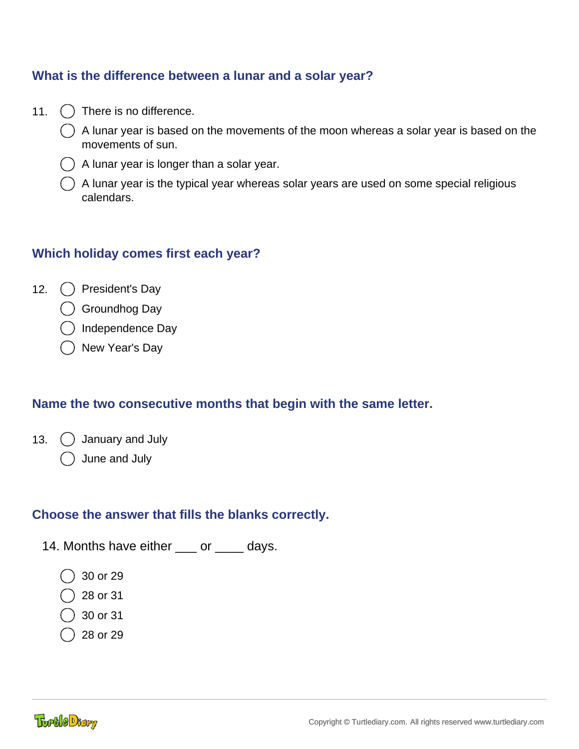### What is the difference between a lunar and a solar year?

11.
- ◯ There is no difference.
- ◯ A lunar year is based on the movements of the moon whereas a solar year is based on the movements of sun.
- ◯ A lunar year is longer than a solar year.
- ◯ A lunar year is the typical year whereas solar years are used on some special religious calendars.

### Which holiday comes first each year?

12.
- ◯ President's Day
- ◯ Groundhog Day
- ◯ Independence Day
- ◯ New Year's Day

### Name the two consecutive months that begin with the same letter.

13.
- ◯ January and July
- ◯ June and July

### Choose the answer that fills the blanks correctly.

14. Months have either ___ or ____ days.

- ◯ 30 or 29
- ◯ 28 or 31
- ◯ 30 or 31
- ◯ 28 or 29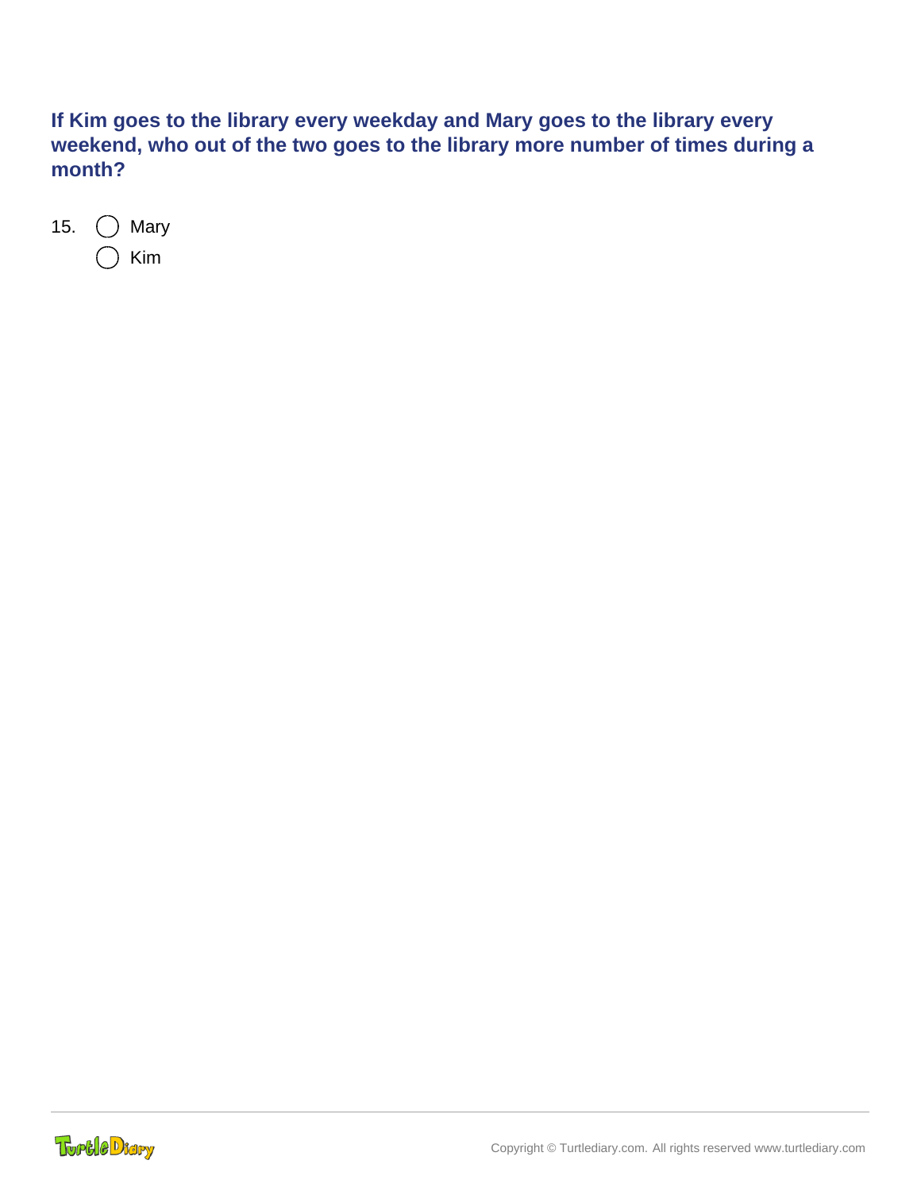**If Kim goes to the library every weekday and Mary goes to the library every weekend, who out of the two goes to the library more number of times during a month?**

15. ◯ Mary
 ◯ Kim